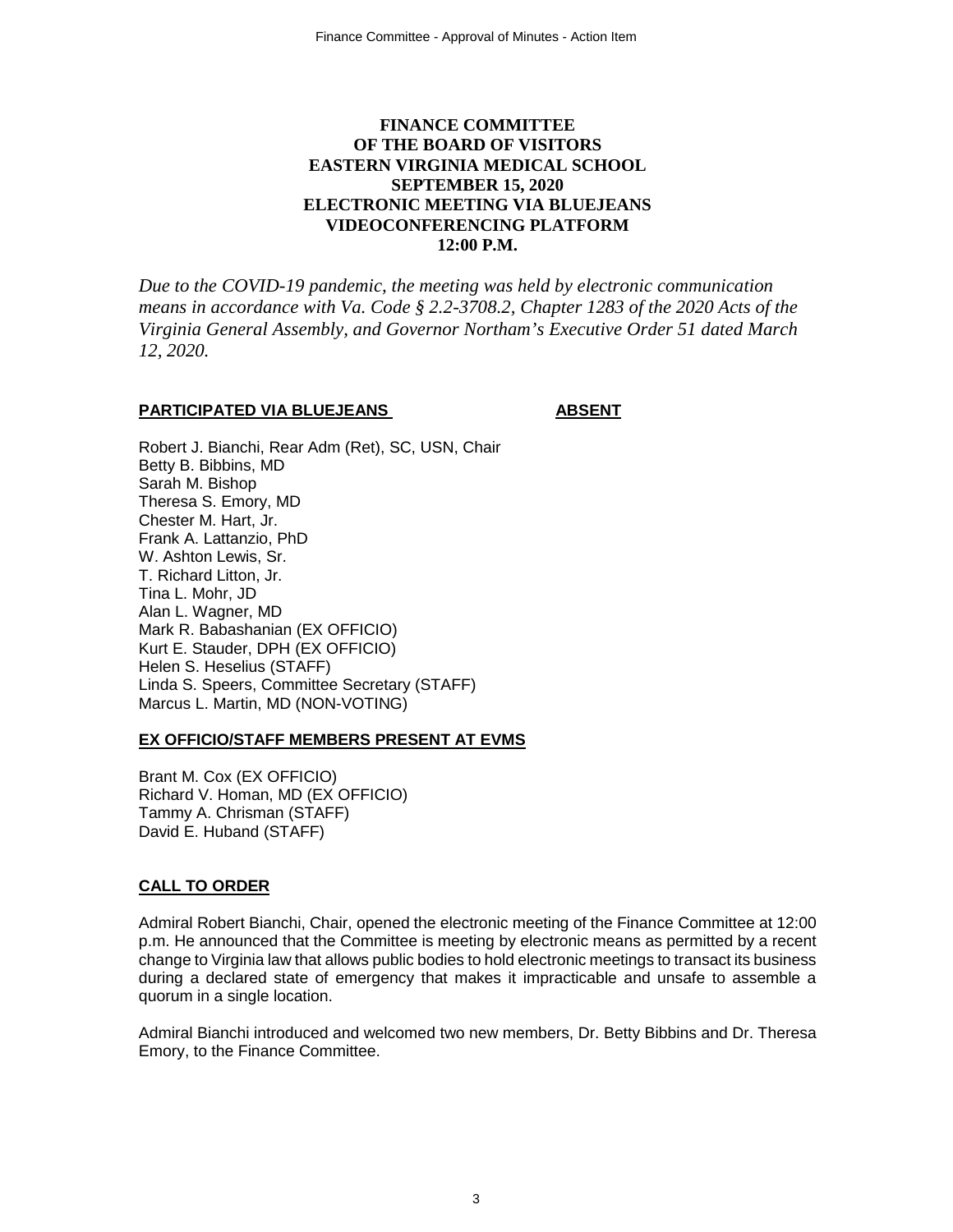# FINANCE COMMITTEE OF THE BOARD OF VISITORS EASTERN VIRGINIA MEDICAL SCHOOL SEPTEMBER 15, 2020 ELECTRONIC MEETING VIA BLUEJEANS VIDEOCONFERENCING PLATFORM 12:00 P.M.

*Due to the COVID-19 pandemic, the meeting was held by electronic communication means in accordance with Va. Code § 2.2-3708.2, Chapter 1283 of the 2020 Acts of the Virginia General Assembly, and Governor Northam's Executive Order 51 dated March 12, 2020.*

| **PARTICIPATED VIA BLUEJEANS** | **ABSENT** |
|---|---|
| Robert J. Bianchi, Rear Adm (Ret), SC, USN, Chair | |
| Betty B. Bibbins, MD | |
| Sarah M. Bishop | |
| Theresa S. Emory, MD | |
| Chester M. Hart, Jr. | |
| Frank A. Lattanzio, PhD | |
| W. Ashton Lewis, Sr. | |
| T. Richard Litton, Jr. | |
| Tina L. Mohr, JD | |
| Alan L. Wagner, MD | |
| Mark R. Babashanian (EX OFFICIO) | |
| Kurt E. Stauder, DPH (EX OFFICIO) | |
| Helen S. Heselius (STAFF) | |
| Linda S. Speers, Committee Secretary (STAFF) | |
| Marcus L. Martin, MD (NON-VOTING) | |

**EX OFFICIO/STAFF MEMBERS PRESENT AT EVMS**

Brant M. Cox (EX OFFICIO)
Richard V. Homan, MD (EX OFFICIO)
Tammy A. Chrisman (STAFF)
David E. Huband (STAFF)

**CALL TO ORDER**

Admiral Robert Bianchi, Chair, opened the electronic meeting of the Finance Committee at 12:00 p.m. He announced that the Committee is meeting by electronic means as permitted by a recent change to Virginia law that allows public bodies to hold electronic meetings to transact its business during a declared state of emergency that makes it impracticable and unsafe to assemble a quorum in a single location.

Admiral Bianchi introduced and welcomed two new members, Dr. Betty Bibbins and Dr. Theresa Emory, to the Finance Committee.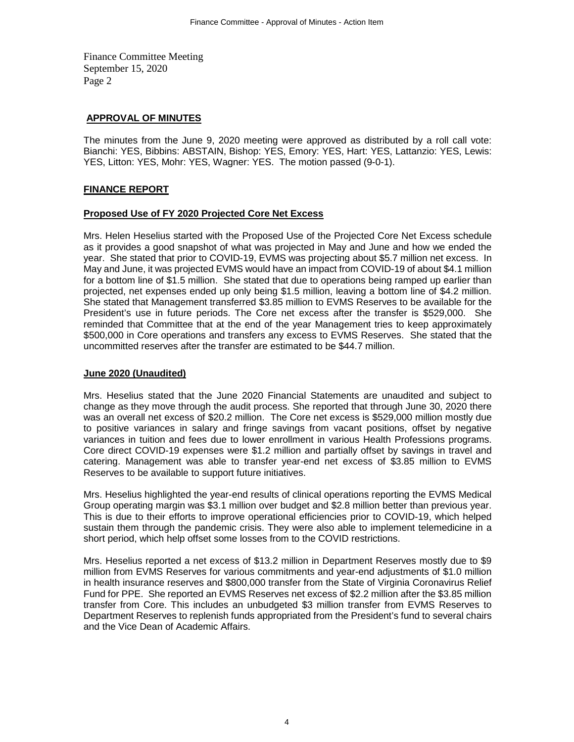Finance Committee Meeting
September 15, 2020
Page 2

**APPROVAL OF MINUTES**

The minutes from the June 9, 2020 meeting were approved as distributed by a roll call vote: Bianchi: YES, Bibbins: ABSTAIN, Bishop: YES, Emory: YES, Hart: YES, Lattanzio: YES, Lewis: YES, Litton: YES, Mohr: YES, Wagner: YES. The motion passed (9-0-1).

**FINANCE REPORT**

**Proposed Use of FY 2020 Projected Core Net Excess**

Mrs. Helen Heselius started with the Proposed Use of the Projected Core Net Excess schedule as it provides a good snapshot of what was projected in May and June and how we ended the year. She stated that prior to COVID-19, EVMS was projecting about $5.7 million net excess. In May and June, it was projected EVMS would have an impact from COVID-19 of about $4.1 million for a bottom line of $1.5 million. She stated that due to operations being ramped up earlier than projected, net expenses ended up only being $1.5 million, leaving a bottom line of $4.2 million. She stated that Management transferred $3.85 million to EVMS Reserves to be available for the President's use in future periods. The Core net excess after the transfer is $529,000. She reminded that Committee that at the end of the year Management tries to keep approximately $500,000 in Core operations and transfers any excess to EVMS Reserves. She stated that the uncommitted reserves after the transfer are estimated to be $44.7 million.

**June 2020 (Unaudited)**

Mrs. Heselius stated that the June 2020 Financial Statements are unaudited and subject to change as they move through the audit process. She reported that through June 30, 2020 there was an overall net excess of $20.2 million. The Core net excess is $529,000 million mostly due to positive variances in salary and fringe savings from vacant positions, offset by negative variances in tuition and fees due to lower enrollment in various Health Professions programs. Core direct COVID-19 expenses were $1.2 million and partially offset by savings in travel and catering. Management was able to transfer year-end net excess of $3.85 million to EVMS Reserves to be available to support future initiatives.

Mrs. Heselius highlighted the year-end results of clinical operations reporting the EVMS Medical Group operating margin was $3.1 million over budget and $2.8 million better than previous year. This is due to their efforts to improve operational efficiencies prior to COVID-19, which helped sustain them through the pandemic crisis. They were also able to implement telemedicine in a short period, which help offset some losses from to the COVID restrictions.

Mrs. Heselius reported a net excess of $13.2 million in Department Reserves mostly due to $9 million from EVMS Reserves for various commitments and year-end adjustments of $1.0 million in health insurance reserves and $800,000 transfer from the State of Virginia Coronavirus Relief Fund for PPE. She reported an EVMS Reserves net excess of $2.2 million after the $3.85 million transfer from Core. This includes an unbudgeted $3 million transfer from EVMS Reserves to Department Reserves to replenish funds appropriated from the President's fund to several chairs and the Vice Dean of Academic Affairs.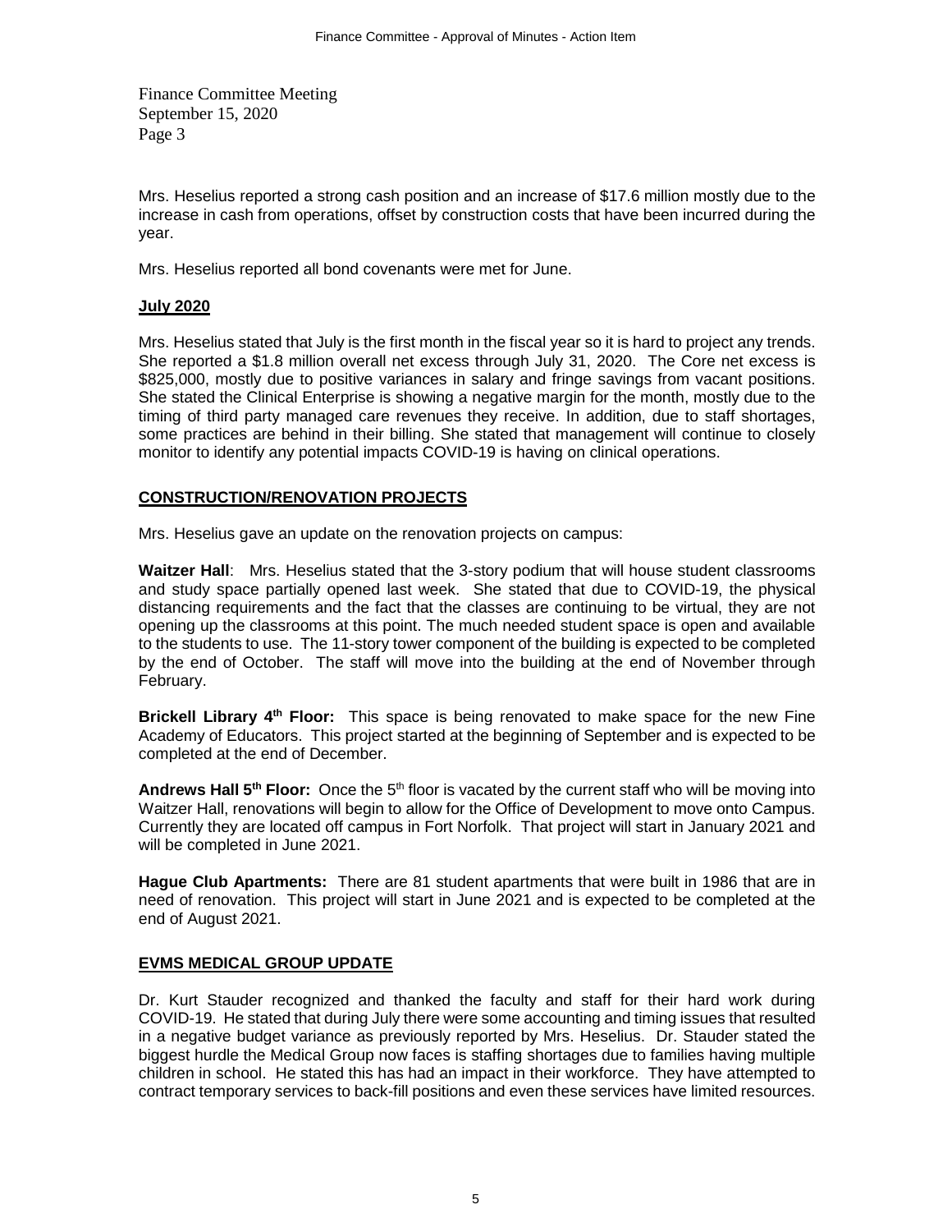Mrs. Heselius reported a strong cash position and an increase of $17.6 million mostly due to the increase in cash from operations, offset by construction costs that have been incurred during the year.

Mrs. Heselius reported all bond covenants were met for June.

**July 2020**

Mrs. Heselius stated that July is the first month in the fiscal year so it is hard to project any trends. She reported a $1.8 million overall net excess through July 31, 2020. The Core net excess is $825,000, mostly due to positive variances in salary and fringe savings from vacant positions. She stated the Clinical Enterprise is showing a negative margin for the month, mostly due to the timing of third party managed care revenues they receive. In addition, due to staff shortages, some practices are behind in their billing. She stated that management will continue to closely monitor to identify any potential impacts COVID-19 is having on clinical operations.

**CONSTRUCTION/RENOVATION PROJECTS**

Mrs. Heselius gave an update on the renovation projects on campus:

**Waitzer Hall**: Mrs. Heselius stated that the 3-story podium that will house student classrooms and study space partially opened last week. She stated that due to COVID-19, the physical distancing requirements and the fact that the classes are continuing to be virtual, they are not opening up the classrooms at this point. The much needed student space is open and available to the students to use. The 11-story tower component of the building is expected to be completed by the end of October. The staff will move into the building at the end of November through February.

**Brickell Library 4th Floor:** This space is being renovated to make space for the new Fine Academy of Educators. This project started at the beginning of September and is expected to be completed at the end of December.

**Andrews Hall 5th Floor:** Once the 5th floor is vacated by the current staff who will be moving into Waitzer Hall, renovations will begin to allow for the Office of Development to move onto Campus. Currently they are located off campus in Fort Norfolk. That project will start in January 2021 and will be completed in June 2021.

**Hague Club Apartments:** There are 81 student apartments that were built in 1986 that are in need of renovation. This project will start in June 2021 and is expected to be completed at the end of August 2021.

**EVMS MEDICAL GROUP UPDATE**

Dr. Kurt Stauder recognized and thanked the faculty and staff for their hard work during COVID-19. He stated that during July there were some accounting and timing issues that resulted in a negative budget variance as previously reported by Mrs. Heselius. Dr. Stauder stated the biggest hurdle the Medical Group now faces is staffing shortages due to families having multiple children in school. He stated this has had an impact in their workforce. They have attempted to contract temporary services to back-fill positions and even these services have limited resources.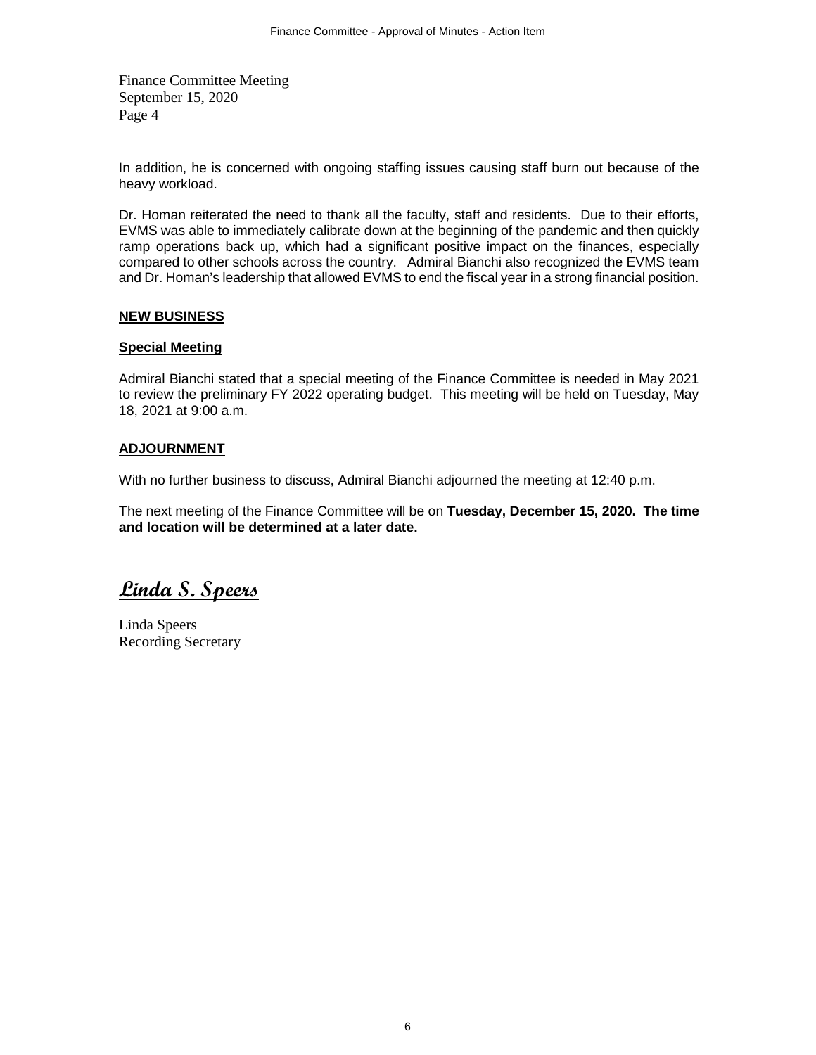Finance Committee Meeting
September 15, 2020
Page 4

In addition, he is concerned with ongoing staffing issues causing staff burn out because of the heavy workload.

Dr. Homan reiterated the need to thank all the faculty, staff and residents. Due to their efforts, EVMS was able to immediately calibrate down at the beginning of the pandemic and then quickly ramp operations back up, which had a significant positive impact on the finances, especially compared to other schools across the country. Admiral Bianchi also recognized the EVMS team and Dr. Homan's leadership that allowed EVMS to end the fiscal year in a strong financial position.

## NEW BUSINESS

### Special Meeting

Admiral Bianchi stated that a special meeting of the Finance Committee is needed in May 2021 to review the preliminary FY 2022 operating budget. This meeting will be held on Tuesday, May 18, 2021 at 9:00 a.m.

## ADJOURNMENT

With no further business to discuss, Admiral Bianchi adjourned the meeting at 12:40 p.m.

The next meeting of the Finance Committee will be on **Tuesday, December 15, 2020. The time and location will be determined at a later date.**

***Linda S. Speers***

Linda Speers
Recording Secretary